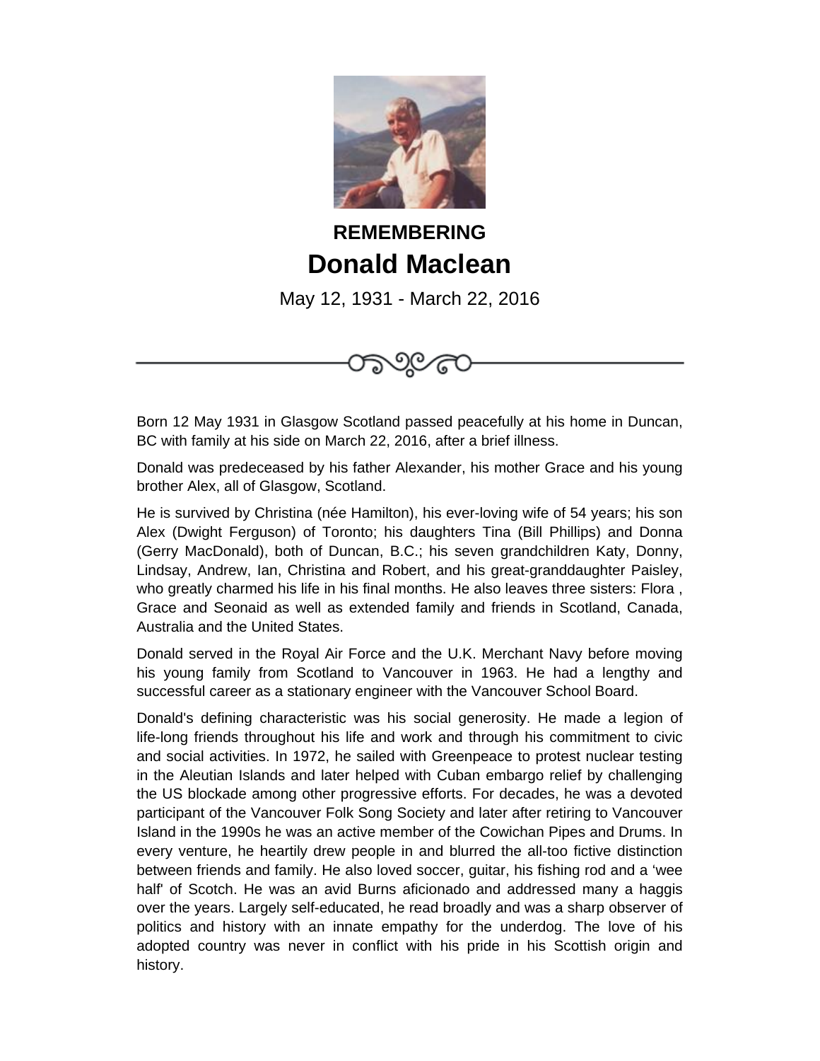**REMEMBERING**

# Donald Maclean

May 12, 1931 - March 22, 2016

Born 12 May 1931 in Glasgow Scotland passed peacefully at his home in Duncan, BC with family at his side on March 22, 2016, after a brief illness.

Donald was predeceased by his father Alexander, his mother Grace and his young brother Alex, all of Glasgow, Scotland.

He is survived by Christina (née Hamilton), his ever-loving wife of 54 years; his son Alex (Dwight Ferguson) of Toronto; his daughters Tina (Bill Phillips) and Donna (Gerry MacDonald), both of Duncan, B.C.; his seven grandchildren Katy, Donny, Lindsay, Andrew, Ian, Christina and Robert, and his great-granddaughter Paisley, who greatly charmed his life in his final months. He also leaves three sisters: Flora , Grace and Seonaid as well as extended family and friends in Scotland, Canada, Australia and the United States.

Donald served in the Royal Air Force and the U.K. Merchant Navy before moving his young family from Scotland to Vancouver in 1963. He had a lengthy and successful career as a stationary engineer with the Vancouver School Board.

Donald's defining characteristic was his social generosity. He made a legion of life-long friends throughout his life and work and through his commitment to civic and social activities. In 1972, he sailed with Greenpeace to protest nuclear testing in the Aleutian Islands and later helped with Cuban embargo relief by challenging the US blockade among other progressive efforts. For decades, he was a devoted participant of the Vancouver Folk Song Society and later after retiring to Vancouver Island in the 1990s he was an active member of the Cowichan Pipes and Drums. In every venture, he heartily drew people in and blurred the all-too fictive distinction between friends and family. He also loved soccer, guitar, his fishing rod and a 'wee half' of Scotch. He was an avid Burns aficionado and addressed many a haggis over the years. Largely self-educated, he read broadly and was a sharp observer of politics and history with an innate empathy for the underdog. The love of his adopted country was never in conflict with his pride in his Scottish origin and history.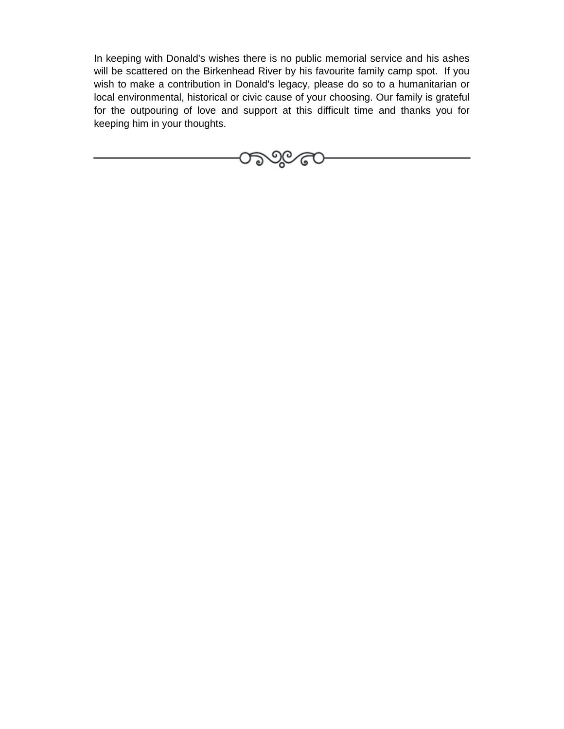In keeping with Donald's wishes there is no public memorial service and his ashes will be scattered on the Birkenhead River by his favourite family camp spot. If you wish to make a contribution in Donald's legacy, please do so to a humanitarian or local environmental, historical or civic cause of your choosing. Our family is grateful for the outpouring of love and support at this difficult time and thanks you for keeping him in your thoughts.